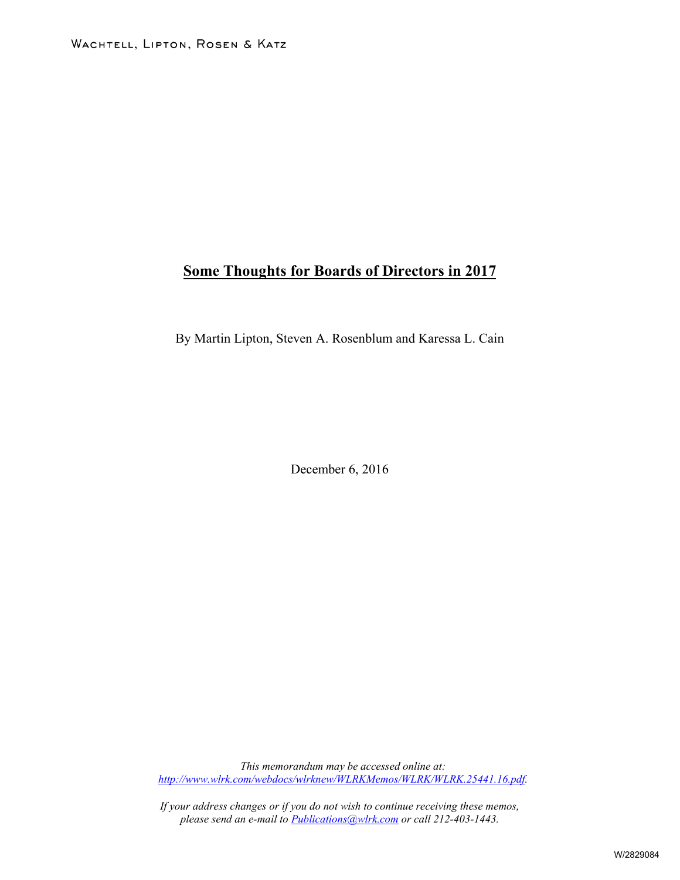Wachtell, Lipton, Rosen & Katz

# Some Thoughts for Boards of Directors in 2017

By Martin Lipton, Steven A. Rosenblum and Karessa L. Cain

December 6, 2016

*This memorandum may be accessed online at: [http://www.wlrk.com/webdocs/wlrknew/WLRKMemos/WLRK/WLRK.25441.16.pdf](http://www.wlrk.com/webdocs/wlrknew/WLRKMemos/WLRK/WLRK.25441.16.pdf).*

*If your address changes or if you do not wish to continue receiving these memos, please send an e-mail to [Publications@wlrk.com](mailto:Publications@wlrk.com) or call 212-403-1443.*

W/2829084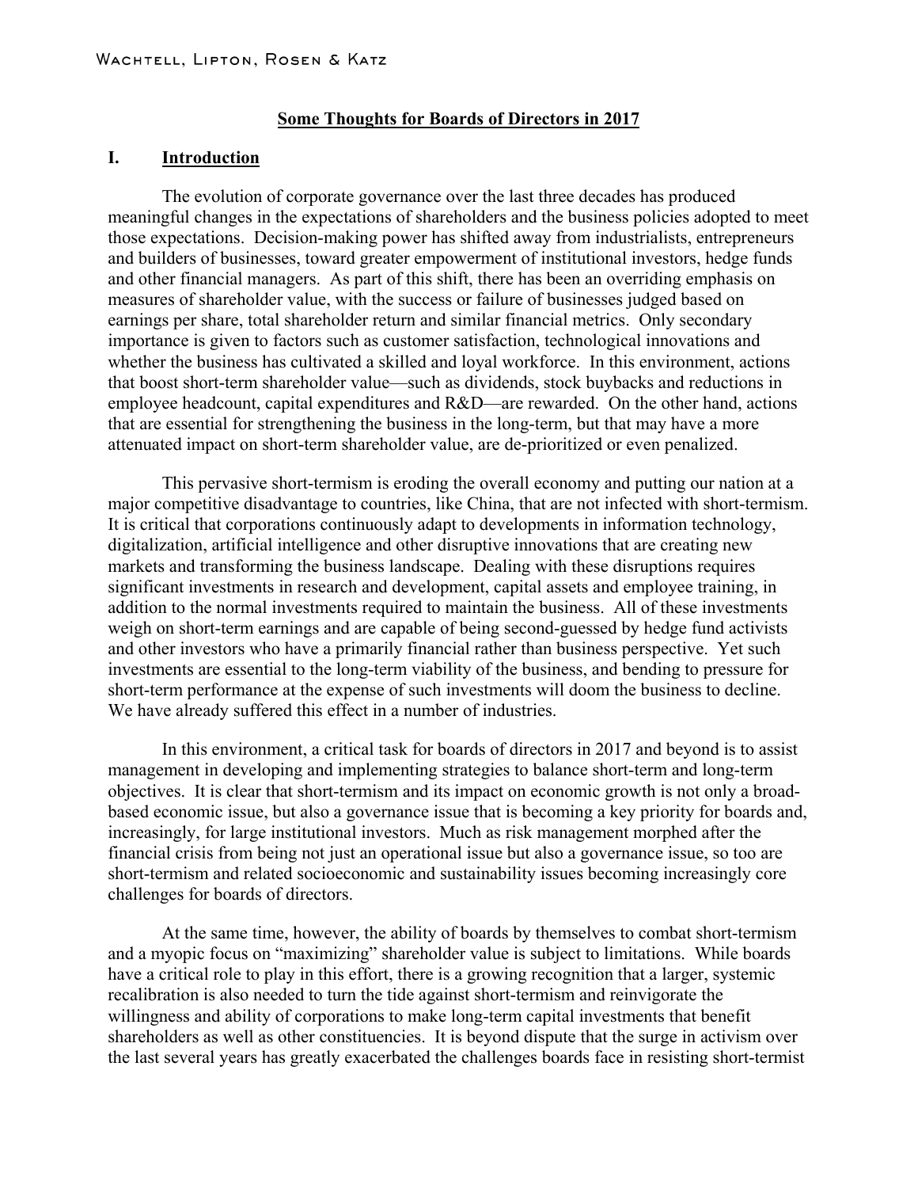## Some Thoughts for Boards of Directors in 2017

## I. Introduction

The evolution of corporate governance over the last three decades has produced meaningful changes in the expectations of shareholders and the business policies adopted to meet those expectations. Decision-making power has shifted away from industrialists, entrepreneurs and builders of businesses, toward greater empowerment of institutional investors, hedge funds and other financial managers. As part of this shift, there has been an overriding emphasis on measures of shareholder value, with the success or failure of businesses judged based on earnings per share, total shareholder return and similar financial metrics. Only secondary importance is given to factors such as customer satisfaction, technological innovations and whether the business has cultivated a skilled and loyal workforce. In this environment, actions that boost short-term shareholder value—such as dividends, stock buybacks and reductions in employee headcount, capital expenditures and R&D—are rewarded. On the other hand, actions that are essential for strengthening the business in the long-term, but that may have a more attenuated impact on short-term shareholder value, are de-prioritized or even penalized.

This pervasive short-termism is eroding the overall economy and putting our nation at a major competitive disadvantage to countries, like China, that are not infected with short-termism. It is critical that corporations continuously adapt to developments in information technology, digitalization, artificial intelligence and other disruptive innovations that are creating new markets and transforming the business landscape. Dealing with these disruptions requires significant investments in research and development, capital assets and employee training, in addition to the normal investments required to maintain the business. All of these investments weigh on short-term earnings and are capable of being second-guessed by hedge fund activists and other investors who have a primarily financial rather than business perspective. Yet such investments are essential to the long-term viability of the business, and bending to pressure for short-term performance at the expense of such investments will doom the business to decline. We have already suffered this effect in a number of industries.

In this environment, a critical task for boards of directors in 2017 and beyond is to assist management in developing and implementing strategies to balance short-term and long-term objectives. It is clear that short-termism and its impact on economic growth is not only a broad-based economic issue, but also a governance issue that is becoming a key priority for boards and, increasingly, for large institutional investors. Much as risk management morphed after the financial crisis from being not just an operational issue but also a governance issue, so too are short-termism and related socioeconomic and sustainability issues becoming increasingly core challenges for boards of directors.

At the same time, however, the ability of boards by themselves to combat short-termism and a myopic focus on "maximizing" shareholder value is subject to limitations. While boards have a critical role to play in this effort, there is a growing recognition that a larger, systemic recalibration is also needed to turn the tide against short-termism and reinvigorate the willingness and ability of corporations to make long-term capital investments that benefit shareholders as well as other constituencies. It is beyond dispute that the surge in activism over the last several years has greatly exacerbated the challenges boards face in resisting short-termist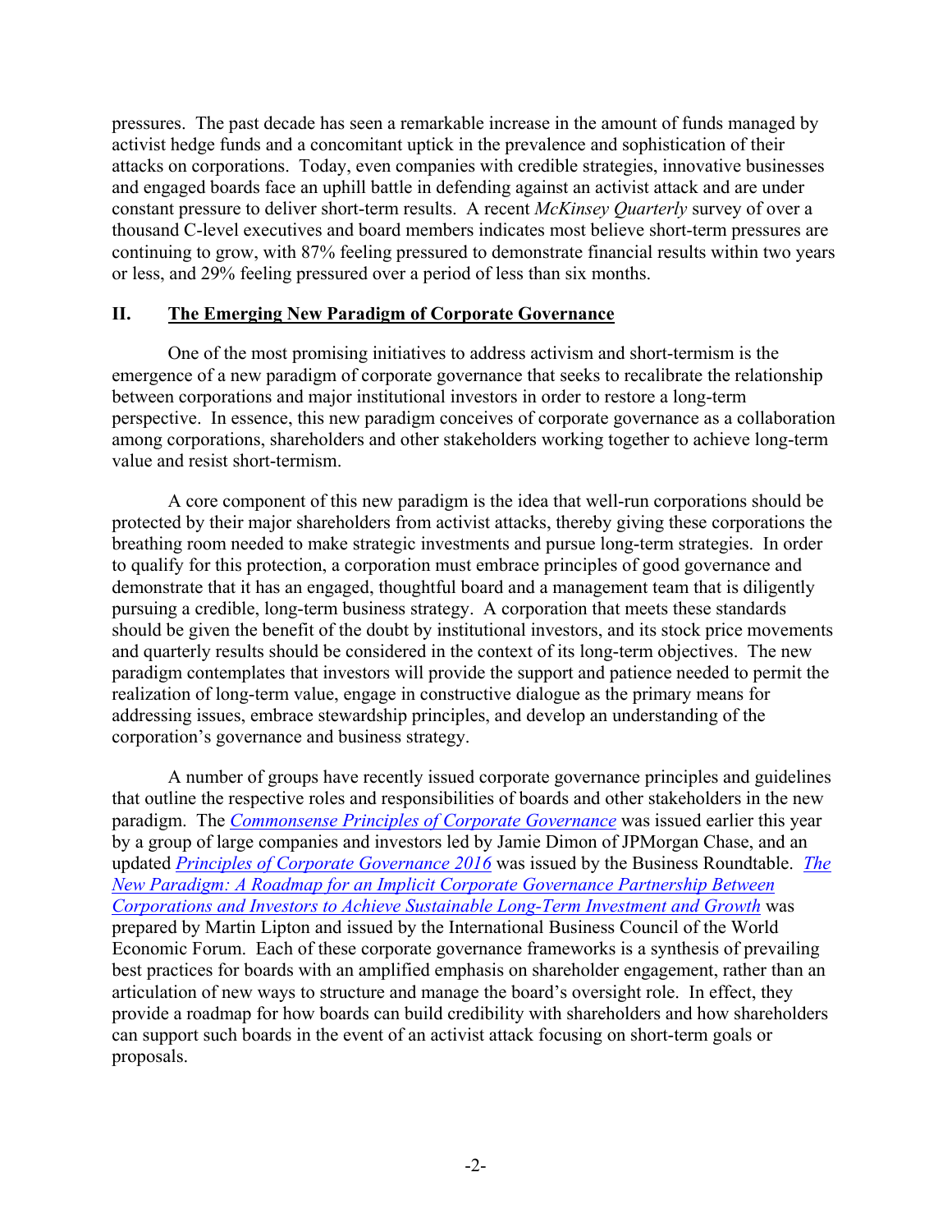pressures. The past decade has seen a remarkable increase in the amount of funds managed by activist hedge funds and a concomitant uptick in the prevalence and sophistication of their attacks on corporations. Today, even companies with credible strategies, innovative businesses and engaged boards face an uphill battle in defending against an activist attack and are under constant pressure to deliver short-term results. A recent *McKinsey Quarterly* survey of over a thousand C-level executives and board members indicates most believe short-term pressures are continuing to grow, with 87% feeling pressured to demonstrate financial results within two years or less, and 29% feeling pressured over a period of less than six months.

## II. The Emerging New Paradigm of Corporate Governance

One of the most promising initiatives to address activism and short-termism is the emergence of a new paradigm of corporate governance that seeks to recalibrate the relationship between corporations and major institutional investors in order to restore a long-term perspective. In essence, this new paradigm conceives of corporate governance as a collaboration among corporations, shareholders and other stakeholders working together to achieve long-term value and resist short-termism.

A core component of this new paradigm is the idea that well-run corporations should be protected by their major shareholders from activist attacks, thereby giving these corporations the breathing room needed to make strategic investments and pursue long-term strategies. In order to qualify for this protection, a corporation must embrace principles of good governance and demonstrate that it has an engaged, thoughtful board and a management team that is diligently pursuing a credible, long-term business strategy. A corporation that meets these standards should be given the benefit of the doubt by institutional investors, and its stock price movements and quarterly results should be considered in the context of its long-term objectives. The new paradigm contemplates that investors will provide the support and patience needed to permit the realization of long-term value, engage in constructive dialogue as the primary means for addressing issues, embrace stewardship principles, and develop an understanding of the corporation's governance and business strategy.

A number of groups have recently issued corporate governance principles and guidelines that outline the respective roles and responsibilities of boards and other stakeholders in the new paradigm. The *Commonsense Principles of Corporate Governance* was issued earlier this year by a group of large companies and investors led by Jamie Dimon of JPMorgan Chase, and an updated *Principles of Corporate Governance 2016* was issued by the Business Roundtable. *The New Paradigm: A Roadmap for an Implicit Corporate Governance Partnership Between Corporations and Investors to Achieve Sustainable Long-Term Investment and Growth* was prepared by Martin Lipton and issued by the International Business Council of the World Economic Forum. Each of these corporate governance frameworks is a synthesis of prevailing best practices for boards with an amplified emphasis on shareholder engagement, rather than an articulation of new ways to structure and manage the board's oversight role. In effect, they provide a roadmap for how boards can build credibility with shareholders and how shareholders can support such boards in the event of an activist attack focusing on short-term goals or proposals.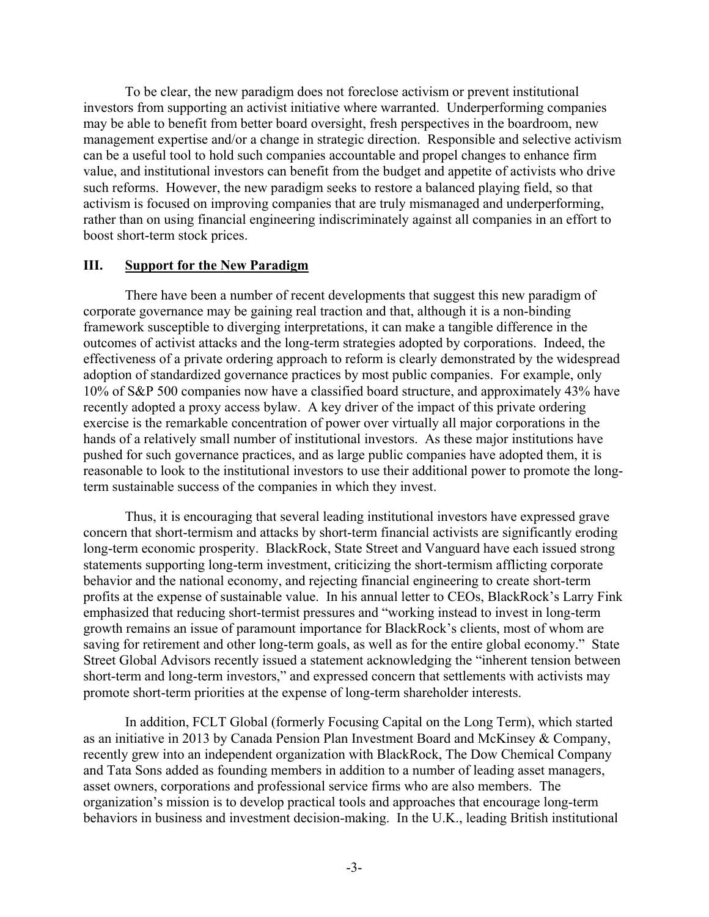To be clear, the new paradigm does not foreclose activism or prevent institutional investors from supporting an activist initiative where warranted. Underperforming companies may be able to benefit from better board oversight, fresh perspectives in the boardroom, new management expertise and/or a change in strategic direction. Responsible and selective activism can be a useful tool to hold such companies accountable and propel changes to enhance firm value, and institutional investors can benefit from the budget and appetite of activists who drive such reforms. However, the new paradigm seeks to restore a balanced playing field, so that activism is focused on improving companies that are truly mismanaged and underperforming, rather than on using financial engineering indiscriminately against all companies in an effort to boost short-term stock prices.

## III. Support for the New Paradigm

There have been a number of recent developments that suggest this new paradigm of corporate governance may be gaining real traction and that, although it is a non-binding framework susceptible to diverging interpretations, it can make a tangible difference in the outcomes of activist attacks and the long-term strategies adopted by corporations. Indeed, the effectiveness of a private ordering approach to reform is clearly demonstrated by the widespread adoption of standardized governance practices by most public companies. For example, only 10% of S&P 500 companies now have a classified board structure, and approximately 43% have recently adopted a proxy access bylaw. A key driver of the impact of this private ordering exercise is the remarkable concentration of power over virtually all major corporations in the hands of a relatively small number of institutional investors. As these major institutions have pushed for such governance practices, and as large public companies have adopted them, it is reasonable to look to the institutional investors to use their additional power to promote the long-term sustainable success of the companies in which they invest.

Thus, it is encouraging that several leading institutional investors have expressed grave concern that short-termism and attacks by short-term financial activists are significantly eroding long-term economic prosperity. BlackRock, State Street and Vanguard have each issued strong statements supporting long-term investment, criticizing the short-termism afflicting corporate behavior and the national economy, and rejecting financial engineering to create short-term profits at the expense of sustainable value. In his annual letter to CEOs, BlackRock's Larry Fink emphasized that reducing short-termist pressures and "working instead to invest in long-term growth remains an issue of paramount importance for BlackRock's clients, most of whom are saving for retirement and other long-term goals, as well as for the entire global economy." State Street Global Advisors recently issued a statement acknowledging the "inherent tension between short-term and long-term investors," and expressed concern that settlements with activists may promote short-term priorities at the expense of long-term shareholder interests.

In addition, FCLT Global (formerly Focusing Capital on the Long Term), which started as an initiative in 2013 by Canada Pension Plan Investment Board and McKinsey & Company, recently grew into an independent organization with BlackRock, The Dow Chemical Company and Tata Sons added as founding members in addition to a number of leading asset managers, asset owners, corporations and professional service firms who are also members. The organization's mission is to develop practical tools and approaches that encourage long-term behaviors in business and investment decision-making. In the U.K., leading British institutional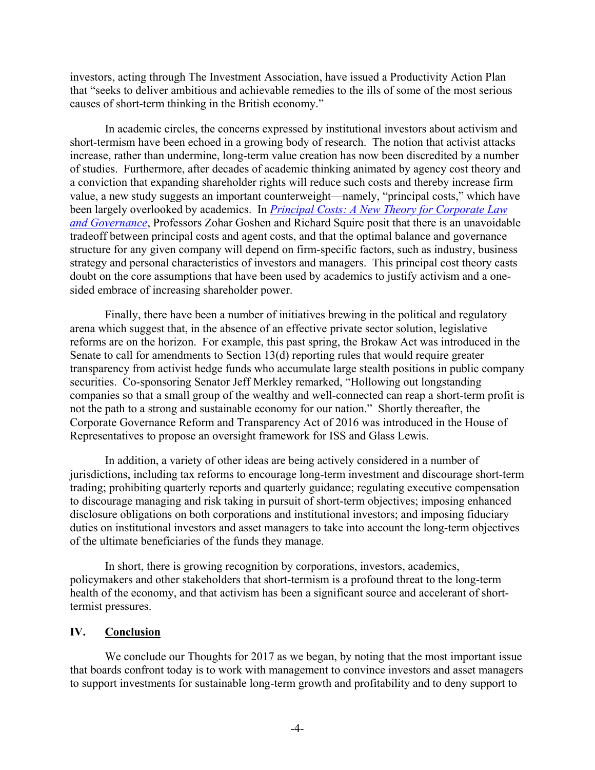investors, acting through The Investment Association, have issued a Productivity Action Plan that "seeks to deliver ambitious and achievable remedies to the ills of some of the most serious causes of short-term thinking in the British economy."

In academic circles, the concerns expressed by institutional investors about activism and short-termism have been echoed in a growing body of research. The notion that activist attacks increase, rather than undermine, long-term value creation has now been discredited by a number of studies. Furthermore, after decades of academic thinking animated by agency cost theory and a conviction that expanding shareholder rights will reduce such costs and thereby increase firm value, a new study suggests an important counterweight—namely, "principal costs," which have been largely overlooked by academics. In *Principal Costs: A New Theory for Corporate Law and Governance*, Professors Zohar Goshen and Richard Squire posit that there is an unavoidable tradeoff between principal costs and agent costs, and that the optimal balance and governance structure for any given company will depend on firm-specific factors, such as industry, business strategy and personal characteristics of investors and managers. This principal cost theory casts doubt on the core assumptions that have been used by academics to justify activism and a one-sided embrace of increasing shareholder power.

Finally, there have been a number of initiatives brewing in the political and regulatory arena which suggest that, in the absence of an effective private sector solution, legislative reforms are on the horizon. For example, this past spring, the Brokaw Act was introduced in the Senate to call for amendments to Section 13(d) reporting rules that would require greater transparency from activist hedge funds who accumulate large stealth positions in public company securities. Co-sponsoring Senator Jeff Merkley remarked, "Hollowing out longstanding companies so that a small group of the wealthy and well-connected can reap a short-term profit is not the path to a strong and sustainable economy for our nation." Shortly thereafter, the Corporate Governance Reform and Transparency Act of 2016 was introduced in the House of Representatives to propose an oversight framework for ISS and Glass Lewis.

In addition, a variety of other ideas are being actively considered in a number of jurisdictions, including tax reforms to encourage long-term investment and discourage short-term trading; prohibiting quarterly reports and quarterly guidance; regulating executive compensation to discourage managing and risk taking in pursuit of short-term objectives; imposing enhanced disclosure obligations on both corporations and institutional investors; and imposing fiduciary duties on institutional investors and asset managers to take into account the long-term objectives of the ultimate beneficiaries of the funds they manage.

In short, there is growing recognition by corporations, investors, academics, policymakers and other stakeholders that short-termism is a profound threat to the long-term health of the economy, and that activism has been a significant source and accelerant of short-termist pressures.

## IV. Conclusion

We conclude our Thoughts for 2017 as we began, by noting that the most important issue that boards confront today is to work with management to convince investors and asset managers to support investments for sustainable long-term growth and profitability and to deny support to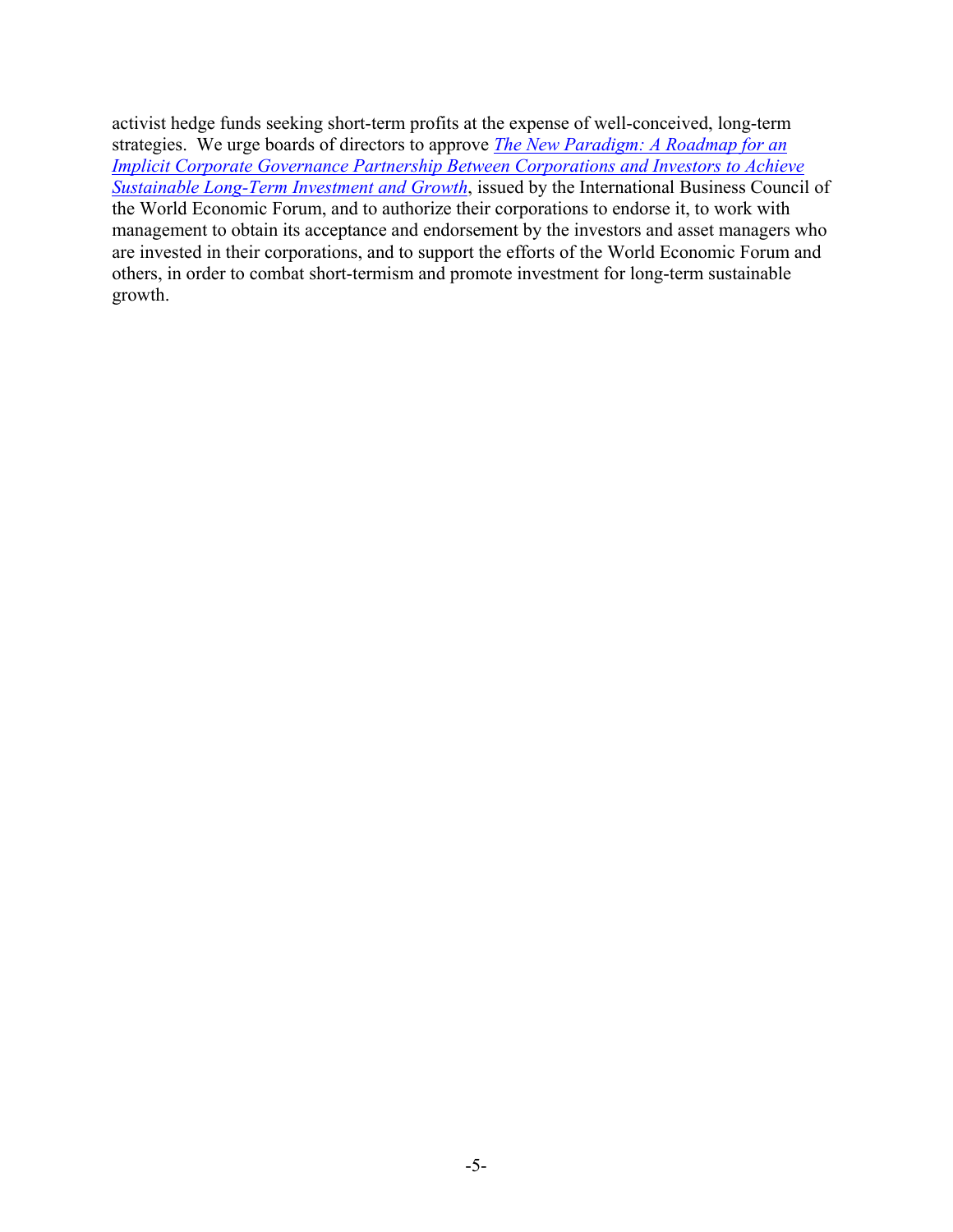activist hedge funds seeking short-term profits at the expense of well-conceived, long-term strategies. We urge boards of directors to approve *The New Paradigm: A Roadmap for an Implicit Corporate Governance Partnership Between Corporations and Investors to Achieve Sustainable Long-Term Investment and Growth*, issued by the International Business Council of the World Economic Forum, and to authorize their corporations to endorse it, to work with management to obtain its acceptance and endorsement by the investors and asset managers who are invested in their corporations, and to support the efforts of the World Economic Forum and others, in order to combat short-termism and promote investment for long-term sustainable growth.